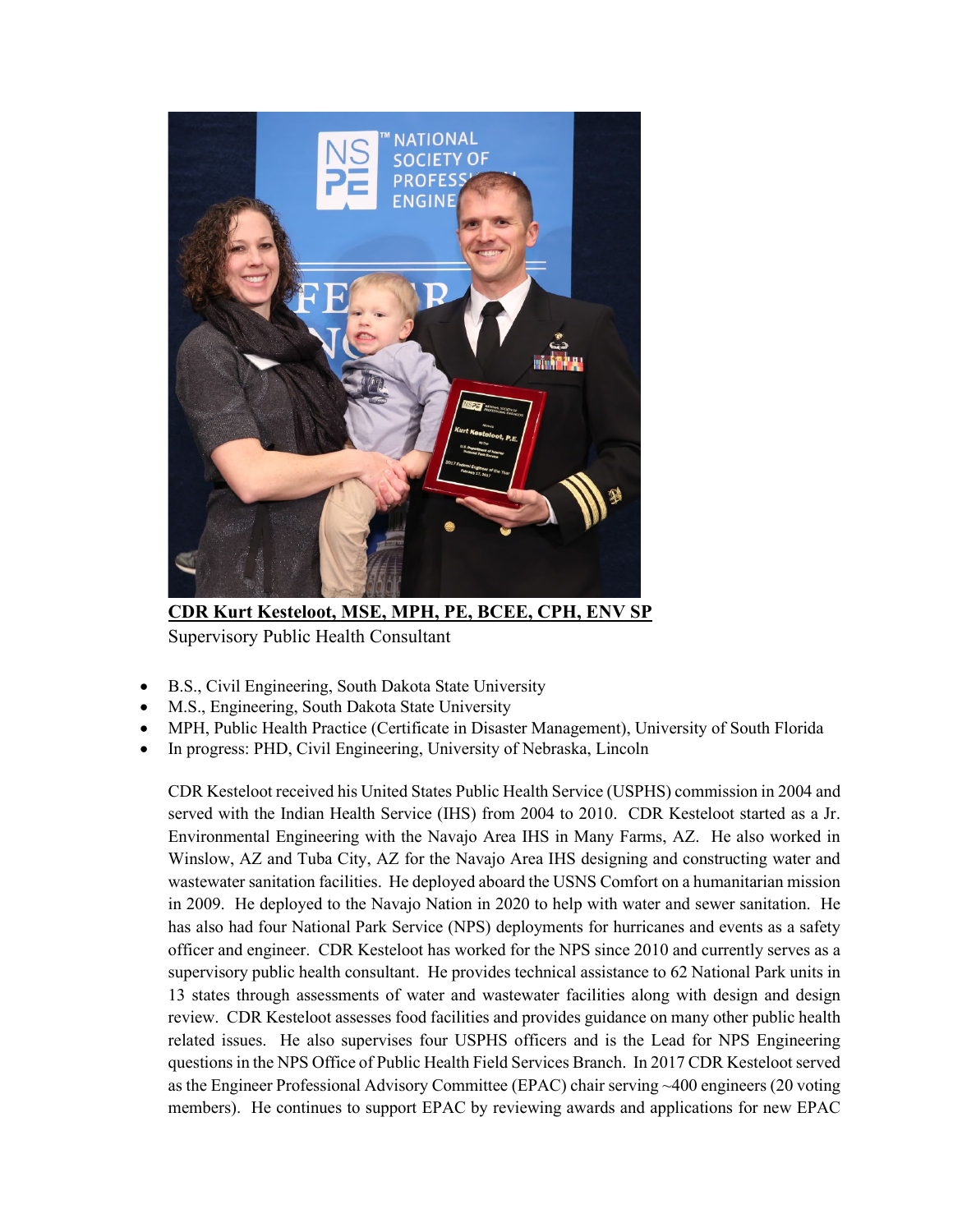**CDR Kurt Kesteloot, MSE, MPH, PE, BCEE, CPH, ENV SP**
Supervisory Public Health Consultant

- B.S., Civil Engineering, South Dakota State University
- M.S., Engineering, South Dakota State University
- MPH, Public Health Practice (Certificate in Disaster Management), University of South Florida
- In progress: PHD, Civil Engineering, University of Nebraska, Lincoln

CDR Kesteloot received his United States Public Health Service (USPHS) commission in 2004 and served with the Indian Health Service (IHS) from 2004 to 2010. CDR Kesteloot started as a Jr. Environmental Engineering with the Navajo Area IHS in Many Farms, AZ. He also worked in Winslow, AZ and Tuba City, AZ for the Navajo Area IHS designing and constructing water and wastewater sanitation facilities. He deployed aboard the USNS Comfort on a humanitarian mission in 2009. He deployed to the Navajo Nation in 2020 to help with water and sewer sanitation. He has also had four National Park Service (NPS) deployments for hurricanes and events as a safety officer and engineer. CDR Kesteloot has worked for the NPS since 2010 and currently serves as a supervisory public health consultant. He provides technical assistance to 62 National Park units in 13 states through assessments of water and wastewater facilities along with design and design review. CDR Kesteloot assesses food facilities and provides guidance on many other public health related issues. He also supervises four USPHS officers and is the Lead for NPS Engineering questions in the NPS Office of Public Health Field Services Branch. In 2017 CDR Kesteloot served as the Engineer Professional Advisory Committee (EPAC) chair serving ~400 engineers (20 voting members). He continues to support EPAC by reviewing awards and applications for new EPAC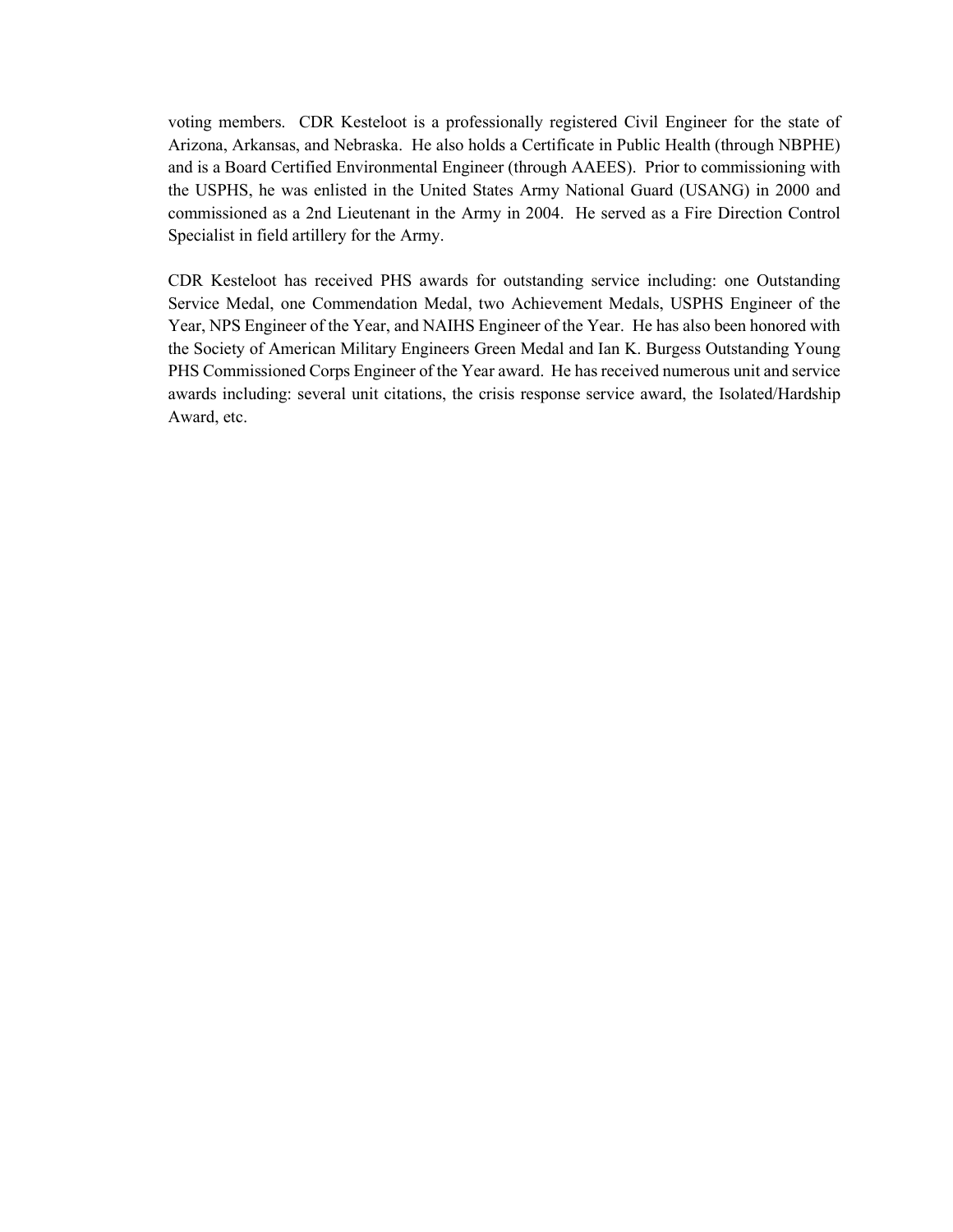voting members. CDR Kesteloot is a professionally registered Civil Engineer for the state of Arizona, Arkansas, and Nebraska. He also holds a Certificate in Public Health (through NBPHE) and is a Board Certified Environmental Engineer (through AAEES). Prior to commissioning with the USPHS, he was enlisted in the United States Army National Guard (USANG) in 2000 and commissioned as a 2nd Lieutenant in the Army in 2004. He served as a Fire Direction Control Specialist in field artillery for the Army.

CDR Kesteloot has received PHS awards for outstanding service including: one Outstanding Service Medal, one Commendation Medal, two Achievement Medals, USPHS Engineer of the Year, NPS Engineer of the Year, and NAIHS Engineer of the Year. He has also been honored with the Society of American Military Engineers Green Medal and Ian K. Burgess Outstanding Young PHS Commissioned Corps Engineer of the Year award. He has received numerous unit and service awards including: several unit citations, the crisis response service award, the Isolated/Hardship Award, etc.